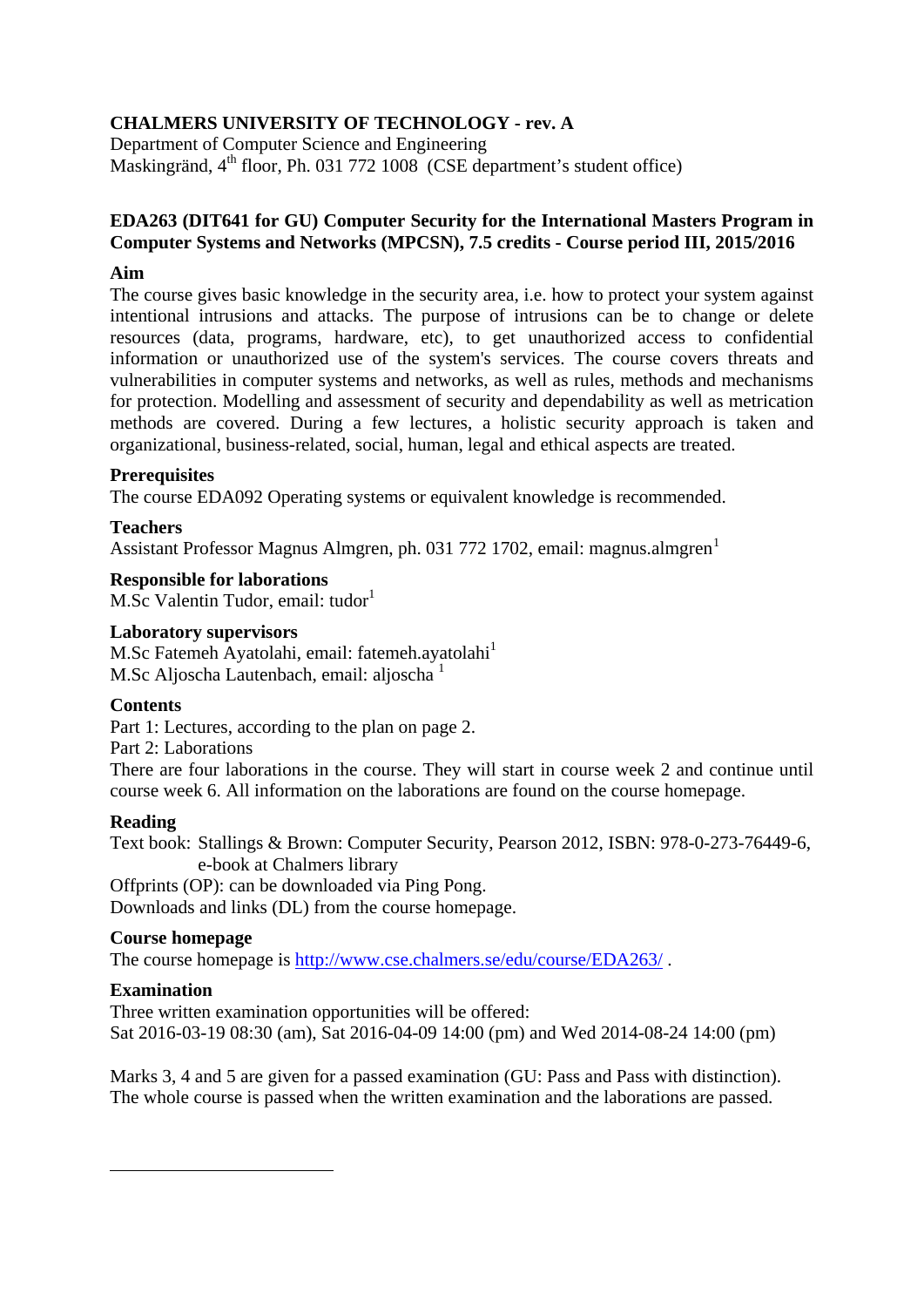**CHALMERS UNIVERSITY OF TECHNOLOGY - rev. A**
Department of Computer Science and Engineering
Maskingränd, 4th floor, Ph. 031 772 1008 (CSE department's student office)

## EDA263 (DIT641 for GU) Computer Security for the International Masters Program in Computer Systems and Networks (MPCSN), 7.5 credits - Course period III, 2015/2016

### Aim

The course gives basic knowledge in the security area, i.e. how to protect your system against intentional intrusions and attacks. The purpose of intrusions can be to change or delete resources (data, programs, hardware, etc), to get unauthorized access to confidential information or unauthorized use of the system's services. The course covers threats and vulnerabilities in computer systems and networks, as well as rules, methods and mechanisms for protection. Modelling and assessment of security and dependability as well as metrication methods are covered. During a few lectures, a holistic security approach is taken and organizational, business-related, social, human, legal and ethical aspects are treated.

### Prerequisites

The course EDA092 Operating systems or equivalent knowledge is recommended.

### Teachers

Assistant Professor Magnus Almgren, ph. 031 772 1702, email: magnus.almgren[1]

### Responsible for laborations

M.Sc Valentin Tudor, email: tudor[1]

### Laboratory supervisors

M.Sc Fatemeh Ayatolahi, email: fatemeh.ayatolahi[1]
M.Sc Aljoscha Lautenbach, email: aljoscha [1]

### Contents

Part 1: Lectures, according to the plan on page 2.
Part 2: Laborations
There are four laborations in the course. They will start in course week 2 and continue until course week 6. All information on the laborations are found on the course homepage.

### Reading

Text book: Stallings & Brown: Computer Security, Pearson 2012, ISBN: 978-0-273-76449-6, e-book at Chalmers library
Offprints (OP): can be downloaded via Ping Pong.
Downloads and links (DL) from the course homepage.

### Course homepage

The course homepage is http://www.cse.chalmers.se/edu/course/EDA263/ .

### Examination

Three written examination opportunities will be offered:
Sat 2016-03-19 08:30 (am), Sat 2016-04-09 14:00 (pm) and Wed 2014-08-24 14:00 (pm)

Marks 3, 4 and 5 are given for a passed examination (GU: Pass and Pass with distinction). The whole course is passed when the written examination and the laborations are passed.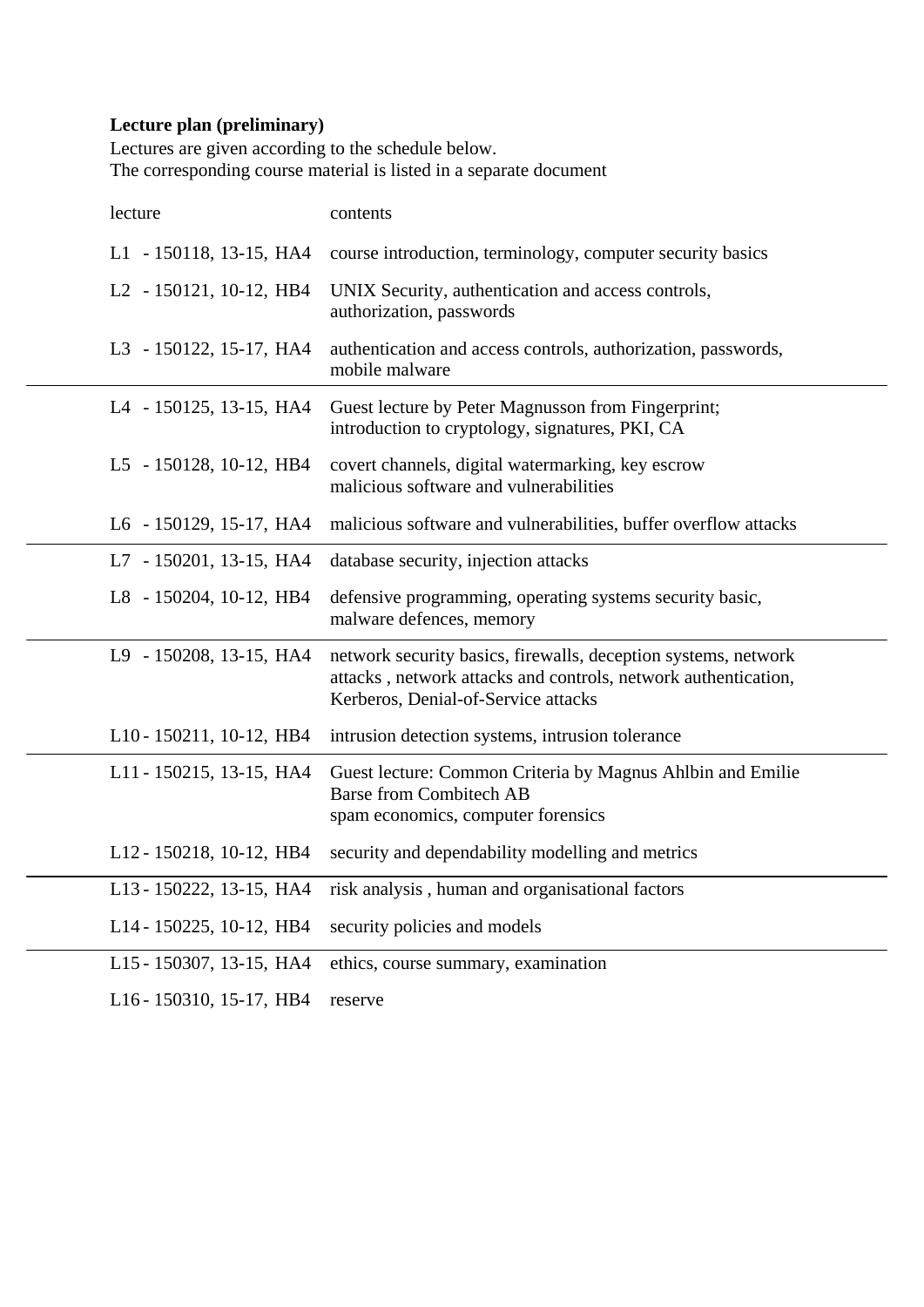**Lecture plan (preliminary)**

Lectures are given according to the schedule below.
The corresponding course material is listed in a separate document

| lecture | contents |
|---|---|
| L1 - 150118, 13-15, HA4 | course introduction, terminology, computer security basics |
| L2 - 150121, 10-12, HB4 | UNIX Security, authentication and access controls, authorization, passwords |
| L3 - 150122, 15-17, HA4 | authentication and access controls, authorization, passwords, mobile malware |
| L4 - 150125, 13-15, HA4 | Guest lecture by Peter Magnusson from Fingerprint; introduction to cryptology, signatures, PKI, CA |
| L5 - 150128, 10-12, HB4 | covert channels, digital watermarking, key escrow malicious software and vulnerabilities |
| L6 - 150129, 15-17, HA4 | malicious software and vulnerabilities, buffer overflow attacks |
| L7 - 150201, 13-15, HA4 | database security, injection attacks |
| L8 - 150204, 10-12, HB4 | defensive programming, operating systems security basic, malware defences, memory |
| L9 - 150208, 13-15, HA4 | network security basics, firewalls, deception systems, network attacks , network attacks and controls, network authentication, Kerberos, Denial-of-Service attacks |
| L10 - 150211, 10-12, HB4 | intrusion detection systems, intrusion tolerance |
| L11 - 150215, 13-15, HA4 | Guest lecture: Common Criteria by Magnus Ahlbin and Emilie Barse from Combitech AB spam economics, computer forensics |
| L12 - 150218, 10-12, HB4 | security and dependability modelling and metrics |
| L13 - 150222, 13-15, HA4 | risk analysis , human and organisational factors |
| L14 - 150225, 10-12, HB4 | security policies and models |
| L15 - 150307, 13-15, HA4 | ethics, course summary, examination |
| L16 - 150310, 15-17, HB4 | reserve |